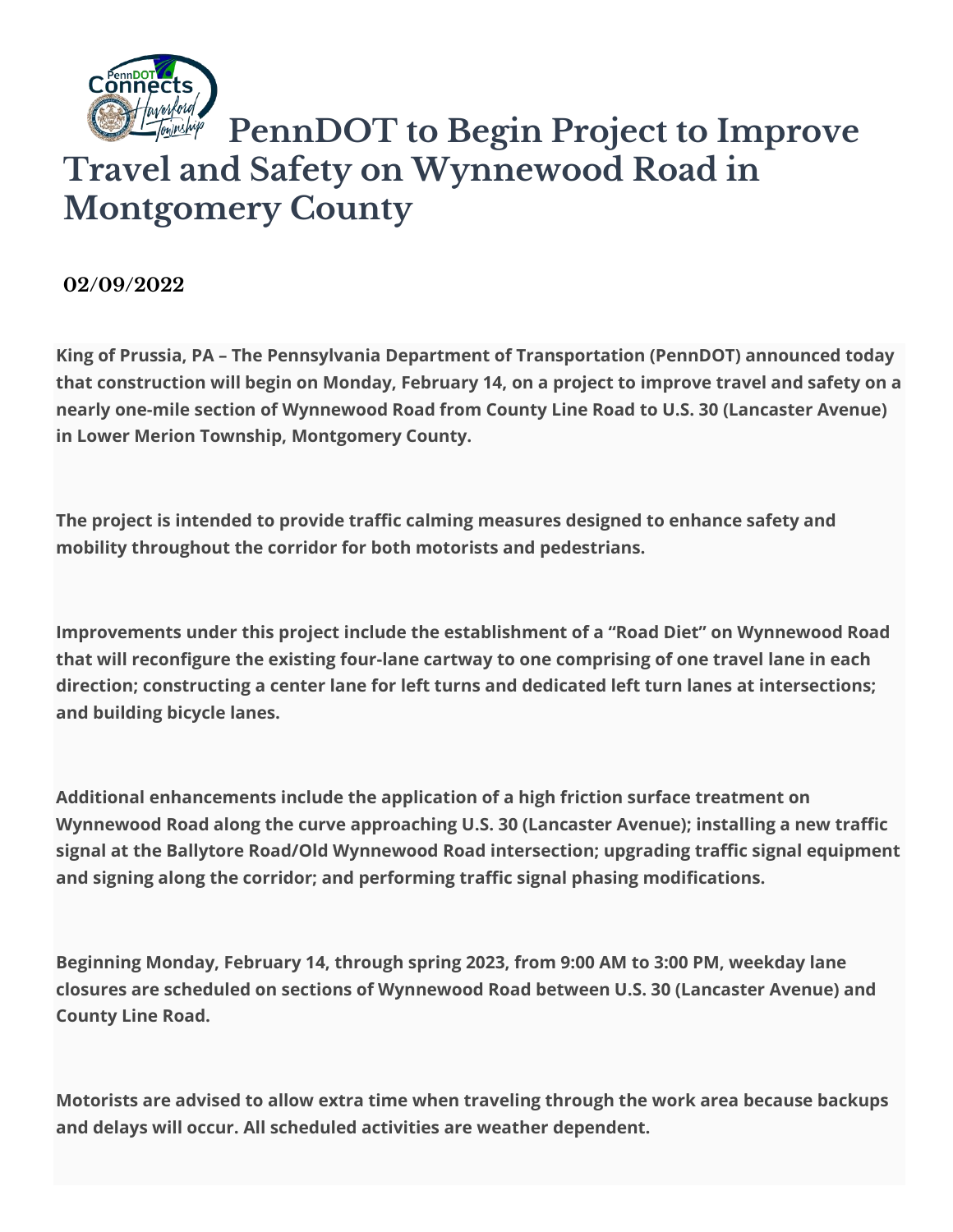# PennDOT to Begin Project to Improve Travel and Safety on Wynnewood Road in Montgomery County

**02/09/2022**

**King of Prussia, PA – The Pennsylvania Department of Transportation (PennDOT) announced today that construction will begin on Monday, February 14, on a project to improve travel and safety on a nearly one-mile section of Wynnewood Road from County Line Road to U.S. 30 (Lancaster Avenue) in Lower Merion Township, Montgomery County.**

**The project is intended to provide traffic calming measures designed to enhance safety and mobility throughout the corridor for both motorists and pedestrians.**

**Improvements under this project include the establishment of a "Road Diet" on Wynnewood Road that will reconfigure the existing four-lane cartway to one comprising of one travel lane in each direction; constructing a center lane for left turns and dedicated left turn lanes at intersections; and building bicycle lanes.**

**Additional enhancements include the application of a high friction surface treatment on Wynnewood Road along the curve approaching U.S. 30 (Lancaster Avenue); installing a new traffic signal at the Ballytore Road/Old Wynnewood Road intersection; upgrading traffic signal equipment and signing along the corridor; and performing traffic signal phasing modifications.**

**Beginning Monday, February 14, through spring 2023, from 9:00 AM to 3:00 PM, weekday lane closures are scheduled on sections of Wynnewood Road between U.S. 30 (Lancaster Avenue) and County Line Road.**

**Motorists are advised to allow extra time when traveling through the work area because backups and delays will occur. All scheduled activities are weather dependent.**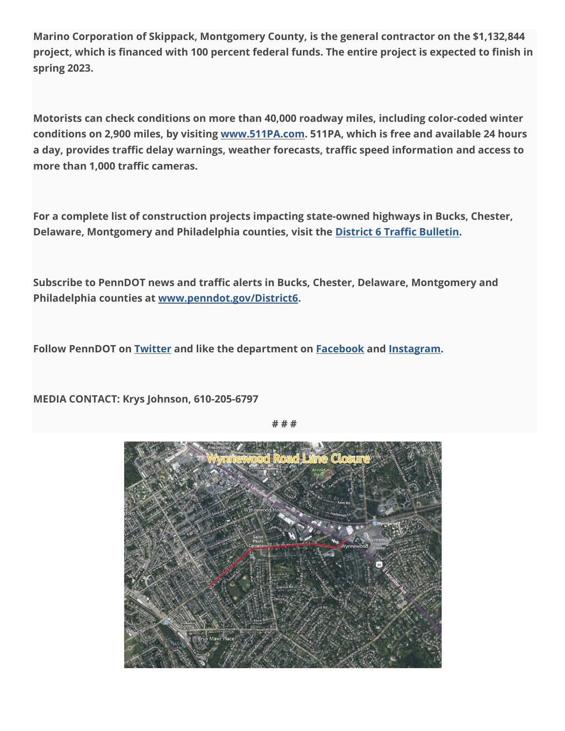**Marino Corporation of Skippack, Montgomery County, is the general contractor on the $1,132,844 project, which is financed with 100 percent federal funds. The entire project is expected to finish in spring 2023.**

**Motorists can check conditions on more than 40,000 roadway miles, including color-coded winter conditions on 2,900 miles, by visiting [www.511PA.com](www.511PA.com). 511PA, which is free and available 24 hours a day, provides traffic delay warnings, weather forecasts, traffic speed information and access to more than 1,000 traffic cameras.**

**For a complete list of construction projects impacting state-owned highways in Bucks, Chester, Delaware, Montgomery and Philadelphia counties, visit the District 6 Traffic Bulletin.**

**Subscribe to PennDOT news and traffic alerts in Bucks, Chester, Delaware, Montgomery and Philadelphia counties at [www.penndot.gov/District6](www.penndot.gov/District6).**

**Follow PennDOT on Twitter and like the department on Facebook and Instagram.**

**MEDIA CONTACT: Krys Johnson, 610-205-6797**

**# # #**